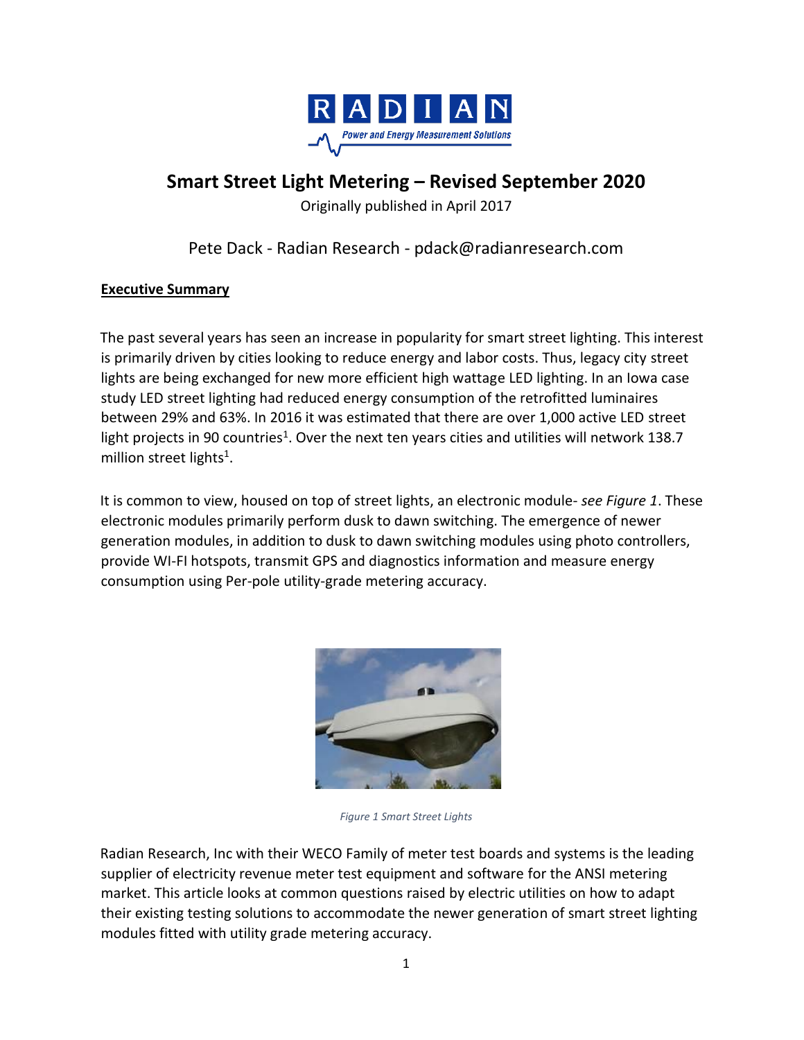RADIAN

Power and Energy Measurement Solutions

# Smart Street Light Metering – Revised September 2020

Originally published in April 2017

Pete Dack - Radian Research - pdack@radianresearch.com

**Executive Summary**

The past several years has seen an increase in popularity for smart street lighting. This interest is primarily driven by cities looking to reduce energy and labor costs. Thus, legacy city street lights are being exchanged for new more efficient high wattage LED lighting. In an Iowa case study LED street lighting had reduced energy consumption of the retrofitted luminaires between 29% and 63%. In 2016 it was estimated that there are over 1,000 active LED street light projects in 90 countries[1]. Over the next ten years cities and utilities will network 138.7 million street lights[1].

It is common to view, housed on top of street lights, an electronic module- *see Figure 1*. These electronic modules primarily perform dusk to dawn switching. The emergence of newer generation modules, in addition to dusk to dawn switching modules using photo controllers, provide WI-FI hotspots, transmit GPS and diagnostics information and measure energy consumption using Per-pole utility-grade metering accuracy.

*Figure 1 Smart Street Lights*

Radian Research, Inc with their WECO Family of meter test boards and systems is the leading supplier of electricity revenue meter test equipment and software for the ANSI metering market. This article looks at common questions raised by electric utilities on how to adapt their existing testing solutions to accommodate the newer generation of smart street lighting modules fitted with utility grade metering accuracy.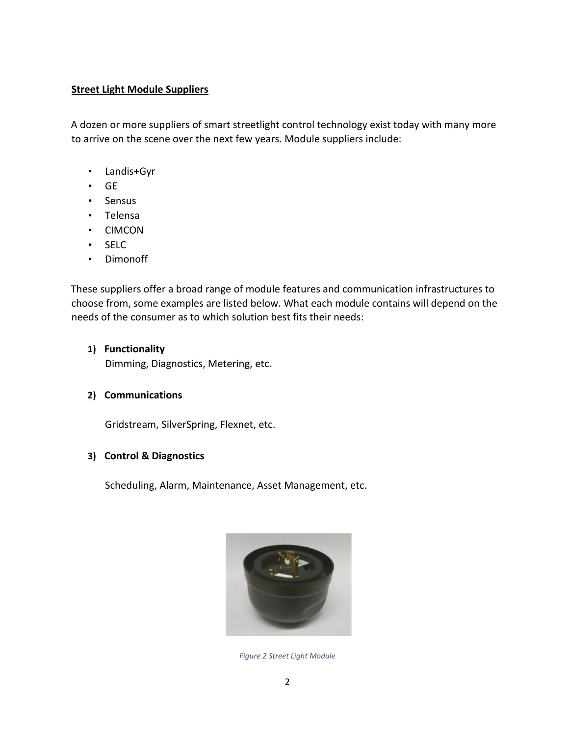**Street Light Module Suppliers**

A dozen or more suppliers of smart streetlight control technology exist today with many more to arrive on the scene over the next few years. Module suppliers include:

- Landis+Gyr
- GE
- Sensus
- Telensa
- CIMCON
- SELC
- Dimonoff

These suppliers offer a broad range of module features and communication infrastructures to choose from, some examples are listed below. What each module contains will depend on the needs of the consumer as to which solution best fits their needs:

1) **Functionality**
   
   Dimming, Diagnostics, Metering, etc.

2) **Communications**

   Gridstream, SilverSpring, Flexnet, etc.

3) **Control & Diagnostics**

   Scheduling, Alarm, Maintenance, Asset Management, etc.

*Figure 2 Street Light Module*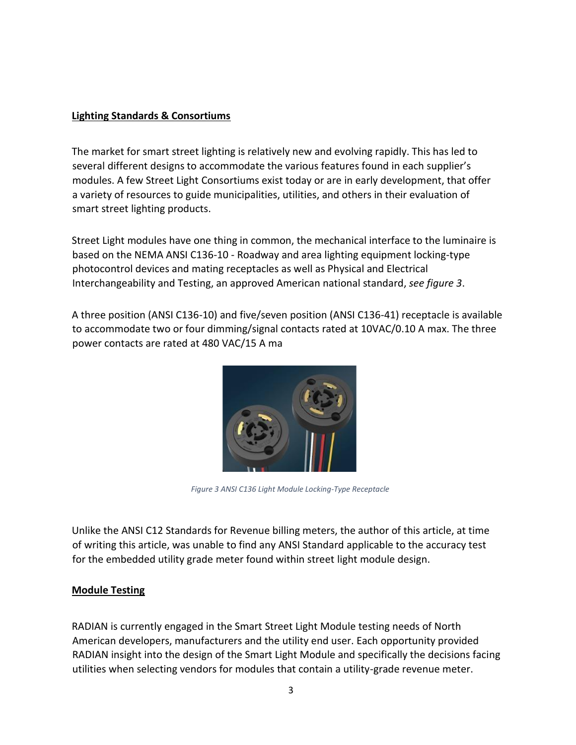## Lighting Standards & Consortiums

The market for smart street lighting is relatively new and evolving rapidly. This has led to several different designs to accommodate the various features found in each supplier's modules. A few Street Light Consortiums exist today or are in early development, that offer a variety of resources to guide municipalities, utilities, and others in their evaluation of smart street lighting products.

Street Light modules have one thing in common, the mechanical interface to the luminaire is based on the NEMA ANSI C136-10 - Roadway and area lighting equipment locking-type photocontrol devices and mating receptacles as well as Physical and Electrical Interchangeability and Testing, an approved American national standard, *see figure 3*.

A three position (ANSI C136-10) and five/seven position (ANSI C136-41) receptacle is available to accommodate two or four dimming/signal contacts rated at 10VAC/0.10 A max. The three power contacts are rated at 480 VAC/15 A ma

*Figure 3 ANSI C136 Light Module Locking-Type Receptacle*

Unlike the ANSI C12 Standards for Revenue billing meters, the author of this article, at time of writing this article, was unable to find any ANSI Standard applicable to the accuracy test for the embedded utility grade meter found within street light module design.

## Module Testing

RADIAN is currently engaged in the Smart Street Light Module testing needs of North American developers, manufacturers and the utility end user. Each opportunity provided RADIAN insight into the design of the Smart Light Module and specifically the decisions facing utilities when selecting vendors for modules that contain a utility-grade revenue meter.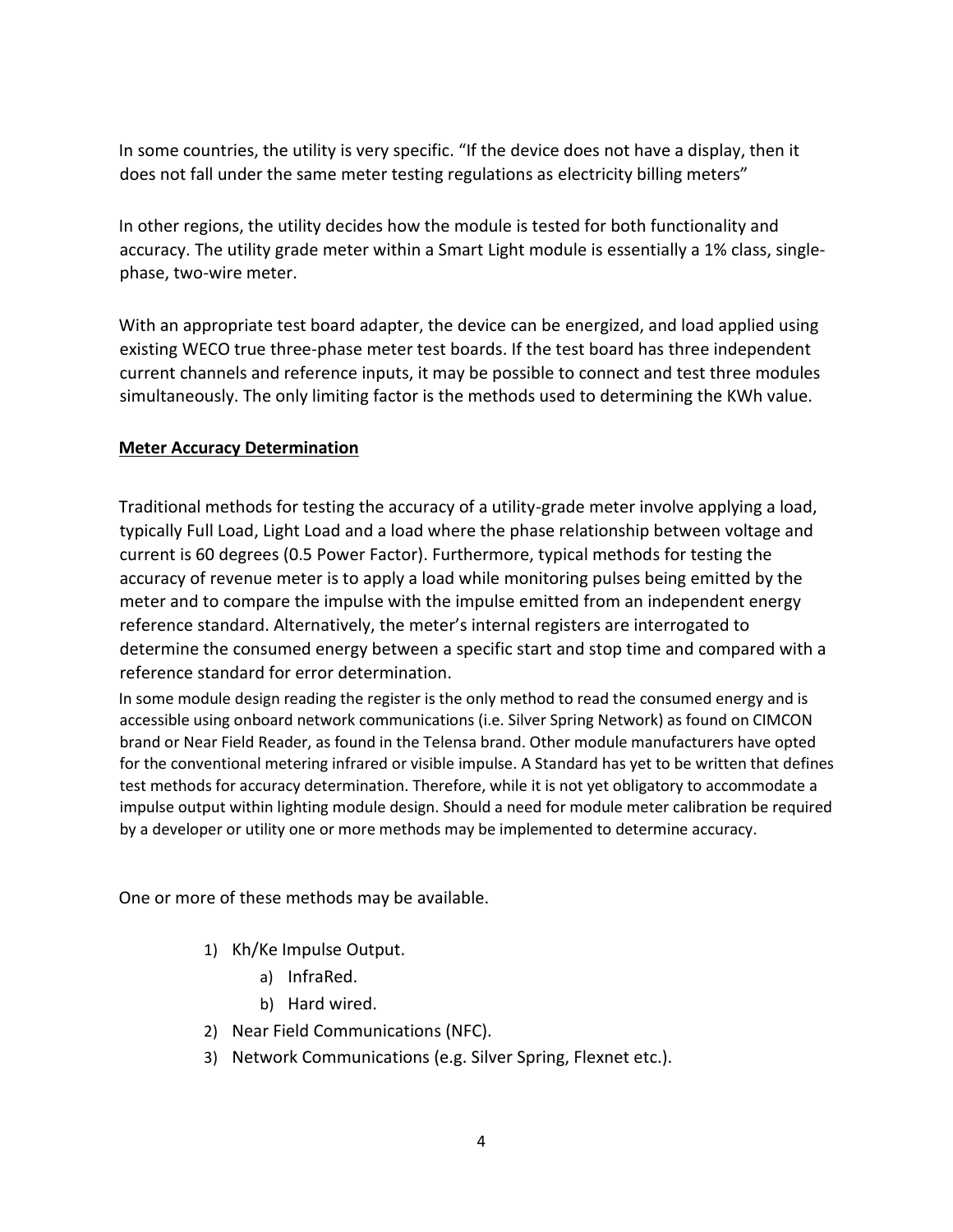In some countries, the utility is very specific. “If the device does not have a display, then it does not fall under the same meter testing regulations as electricity billing meters”

In other regions, the utility decides how the module is tested for both functionality and accuracy. The utility grade meter within a Smart Light module is essentially a 1% class, single-phase, two-wire meter.

With an appropriate test board adapter, the device can be energized, and load applied using existing WECO true three-phase meter test boards. If the test board has three independent current channels and reference inputs, it may be possible to connect and test three modules simultaneously. The only limiting factor is the methods used to determining the KWh value.

**Meter Accuracy Determination**

Traditional methods for testing the accuracy of a utility-grade meter involve applying a load, typically Full Load, Light Load and a load where the phase relationship between voltage and current is 60 degrees (0.5 Power Factor). Furthermore, typical methods for testing the accuracy of revenue meter is to apply a load while monitoring pulses being emitted by the meter and to compare the impulse with the impulse emitted from an independent energy reference standard. Alternatively, the meter’s internal registers are interrogated to determine the consumed energy between a specific start and stop time and compared with a reference standard for error determination.

In some module design reading the register is the only method to read the consumed energy and is accessible using onboard network communications (i.e. Silver Spring Network) as found on CIMCON brand or Near Field Reader, as found in the Telensa brand. Other module manufacturers have opted for the conventional metering infrared or visible impulse. A Standard has yet to be written that defines test methods for accuracy determination. Therefore, while it is not yet obligatory to accommodate a impulse output within lighting module design. Should a need for module meter calibration be required by a developer or utility one or more methods may be implemented to determine accuracy.

One or more of these methods may be available.

1) Kh/Ke Impulse Output.
    a) InfraRed.
    b) Hard wired.
2) Near Field Communications (NFC).
3) Network Communications (e.g. Silver Spring, Flexnet etc.).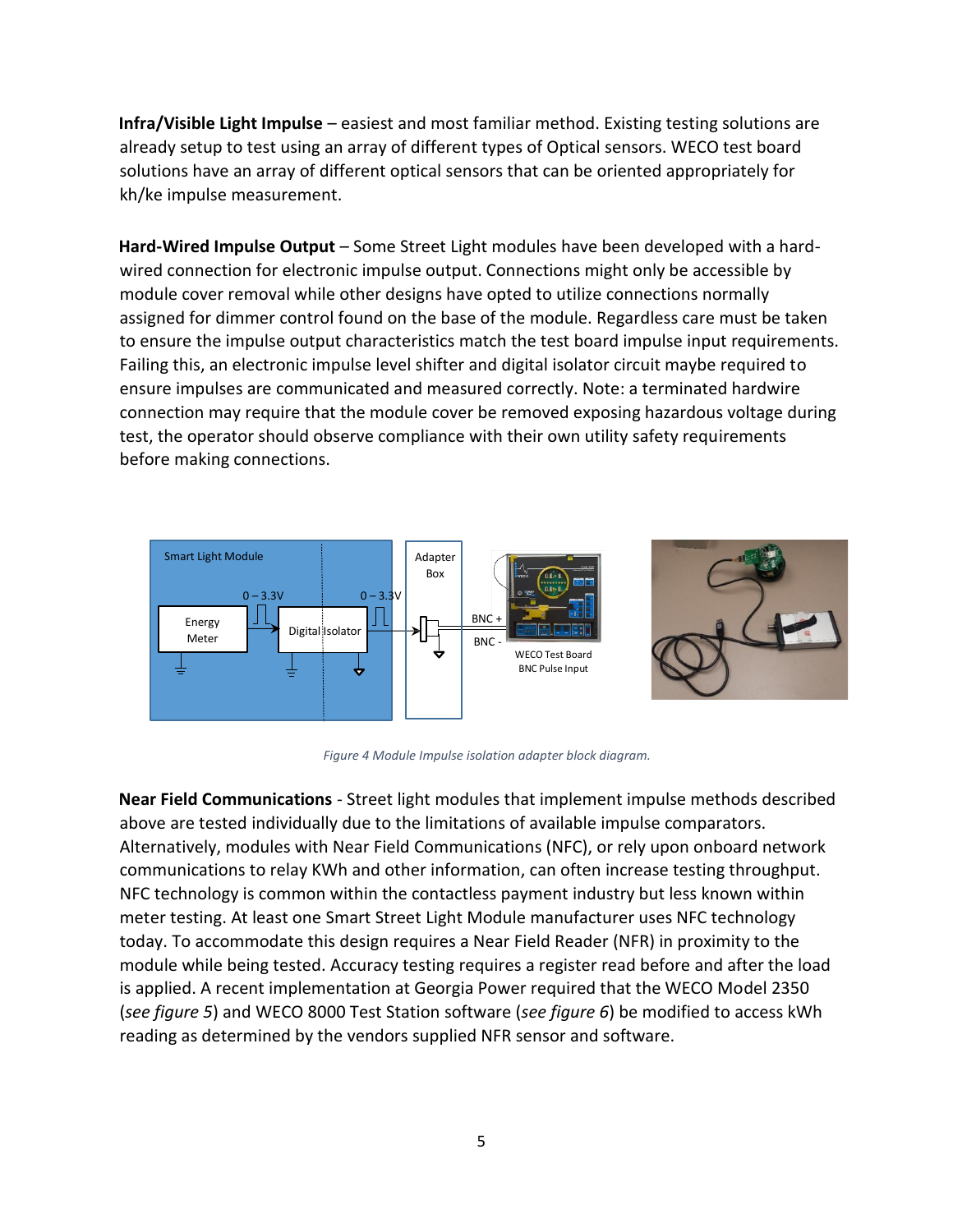**Infra/Visible Light Impulse** – easiest and most familiar method. Existing testing solutions are already setup to test using an array of different types of Optical sensors. WECO test board solutions have an array of different optical sensors that can be oriented appropriately for kh/ke impulse measurement.

**Hard-Wired Impulse Output** – Some Street Light modules have been developed with a hard-wired connection for electronic impulse output. Connections might only be accessible by module cover removal while other designs have opted to utilize connections normally assigned for dimmer control found on the base of the module. Regardless care must be taken to ensure the impulse output characteristics match the test board impulse input requirements. Failing this, an electronic impulse level shifter and digital isolator circuit maybe required to ensure impulses are communicated and measured correctly. Note: a terminated hardwire connection may require that the module cover be removed exposing hazardous voltage during test, the operator should observe compliance with their own utility safety requirements before making connections.

*Figure 4 Module Impulse isolation adapter block diagram.*

**Near Field Communications** - Street light modules that implement impulse methods described above are tested individually due to the limitations of available impulse comparators. Alternatively, modules with Near Field Communications (NFC), or rely upon onboard network communications to relay KWh and other information, can often increase testing throughput. NFC technology is common within the contactless payment industry but less known within meter testing. At least one Smart Street Light Module manufacturer uses NFC technology today. To accommodate this design requires a Near Field Reader (NFR) in proximity to the module while being tested. Accuracy testing requires a register read before and after the load is applied. A recent implementation at Georgia Power required that the WECO Model 2350 (*see figure 5*) and WECO 8000 Test Station software (*see figure 6*) be modified to access kWh reading as determined by the vendors supplied NFR sensor and software.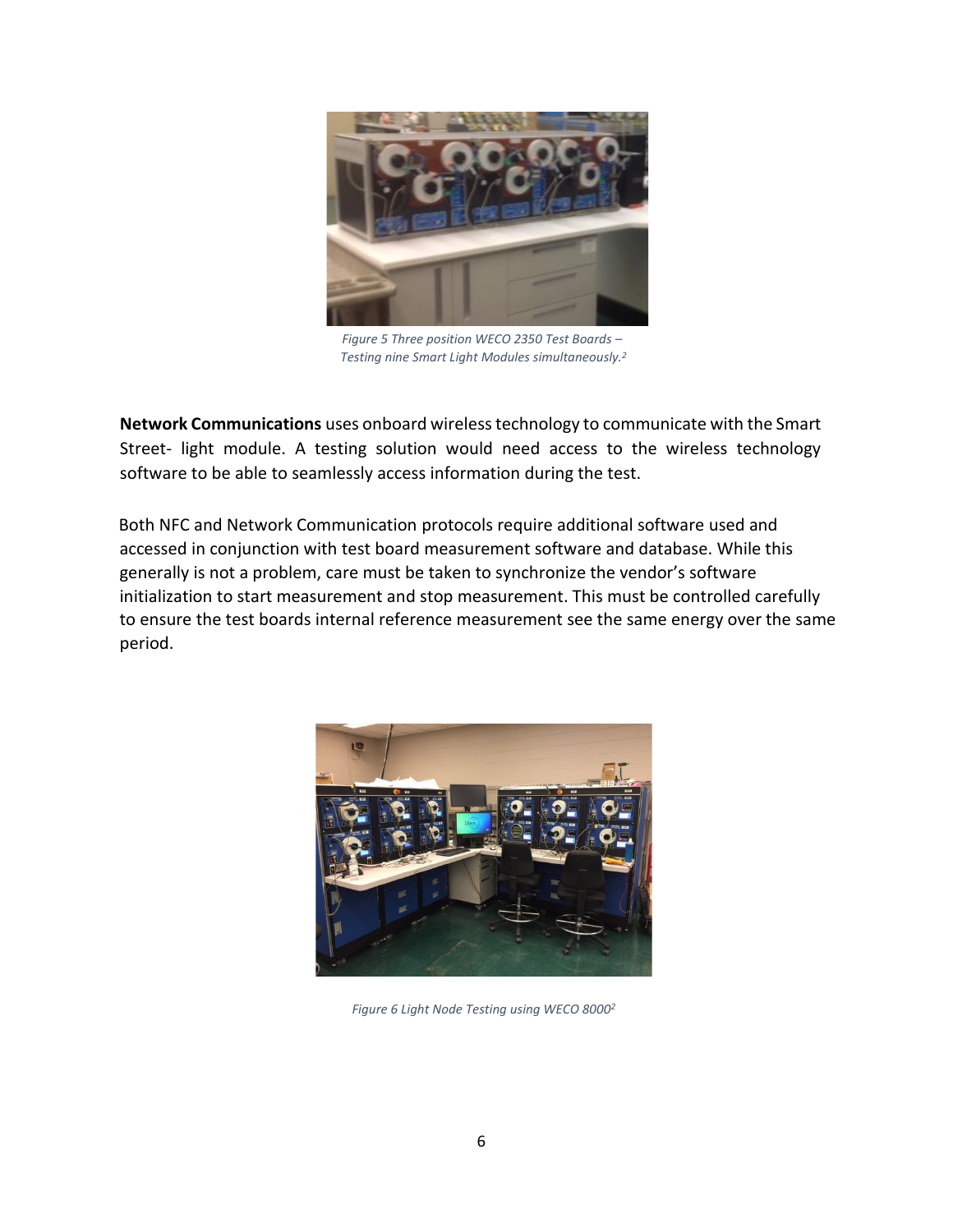Figure 5 Three position WECO 2350 Test Boards – Testing nine Smart Light Modules simultaneously.[2]

**Network Communications** uses onboard wireless technology to communicate with the Smart Street- light module. A testing solution would need access to the wireless technology software to be able to seamlessly access information during the test.

Both NFC and Network Communication protocols require additional software used and accessed in conjunction with test board measurement software and database. While this generally is not a problem, care must be taken to synchronize the vendor's software initialization to start measurement and stop measurement. This must be controlled carefully to ensure the test boards internal reference measurement see the same energy over the same period.

Figure 6 Light Node Testing using WECO 8000[2]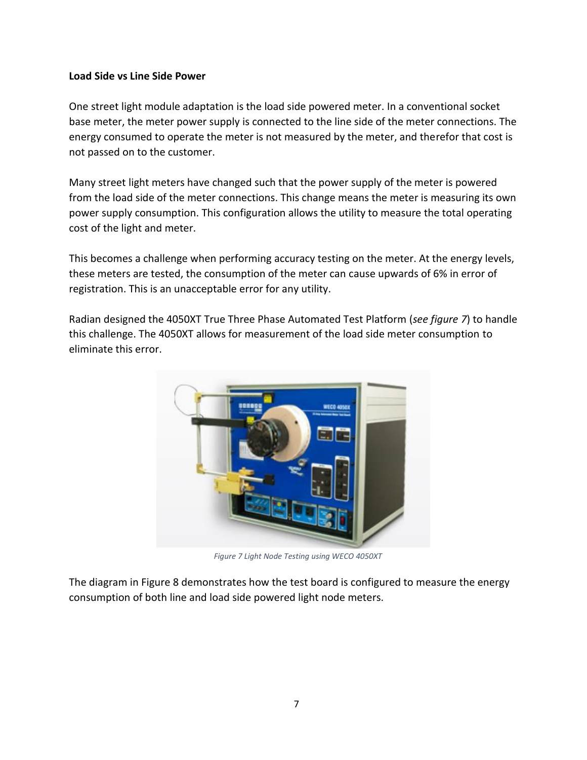**Load Side vs Line Side Power**

One street light module adaptation is the load side powered meter. In a conventional socket base meter, the meter power supply is connected to the line side of the meter connections. The energy consumed to operate the meter is not measured by the meter, and therefor that cost is not passed on to the customer.

Many street light meters have changed such that the power supply of the meter is powered from the load side of the meter connections. This change means the meter is measuring its own power supply consumption. This configuration allows the utility to measure the total operating cost of the light and meter.

This becomes a challenge when performing accuracy testing on the meter. At the energy levels, these meters are tested, the consumption of the meter can cause upwards of 6% in error of registration. This is an unacceptable error for any utility.

Radian designed the 4050XT True Three Phase Automated Test Platform (*see figure 7*) to handle this challenge. The 4050XT allows for measurement of the load side meter consumption to eliminate this error.

*Figure 7 Light Node Testing using WECO 4050XT*

The diagram in Figure 8 demonstrates how the test board is configured to measure the energy consumption of both line and load side powered light node meters.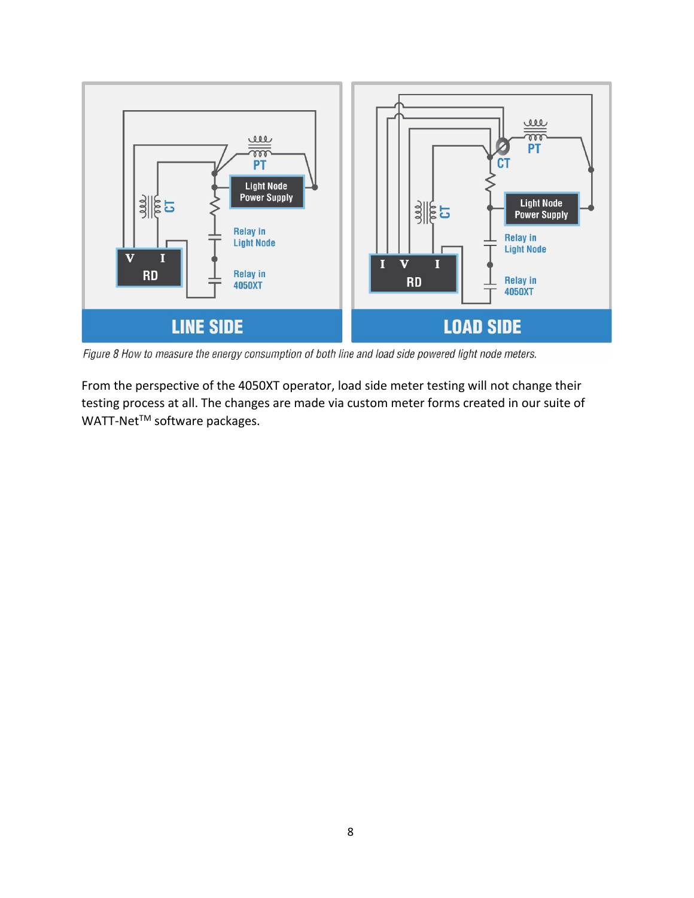*Figure 8 How to measure the energy consumption of both line and load side powered light node meters.*

From the perspective of the 4050XT operator, load side meter testing will not change their testing process at all. The changes are made via custom meter forms created in our suite of WATT-Net™ software packages.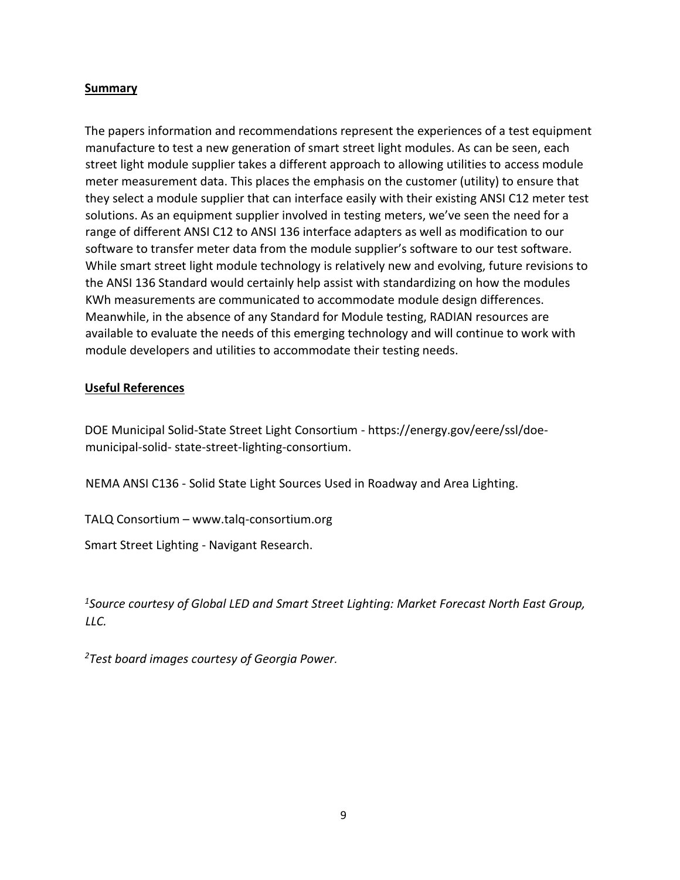## Summary

The papers information and recommendations represent the experiences of a test equipment manufacture to test a new generation of smart street light modules. As can be seen, each street light module supplier takes a different approach to allowing utilities to access module meter measurement data. This places the emphasis on the customer (utility) to ensure that they select a module supplier that can interface easily with their existing ANSI C12 meter test solutions. As an equipment supplier involved in testing meters, we've seen the need for a range of different ANSI C12 to ANSI 136 interface adapters as well as modification to our software to transfer meter data from the module supplier's software to our test software. While smart street light module technology is relatively new and evolving, future revisions to the ANSI 136 Standard would certainly help assist with standardizing on how the modules KWh measurements are communicated to accommodate module design differences. Meanwhile, in the absence of any Standard for Module testing, RADIAN resources are available to evaluate the needs of this emerging technology and will continue to work with module developers and utilities to accommodate their testing needs.

## Useful References

DOE Municipal Solid-State Street Light Consortium - https://energy.gov/eere/ssl/doe-municipal-solid- state-street-lighting-consortium.

NEMA ANSI C136 - Solid State Light Sources Used in Roadway and Area Lighting.

TALQ Consortium – www.talq-consortium.org

Smart Street Lighting - Navigant Research.

*[1]Source courtesy of Global LED and Smart Street Lighting: Market Forecast North East Group, LLC.*

*[2]Test board images courtesy of Georgia Power.*